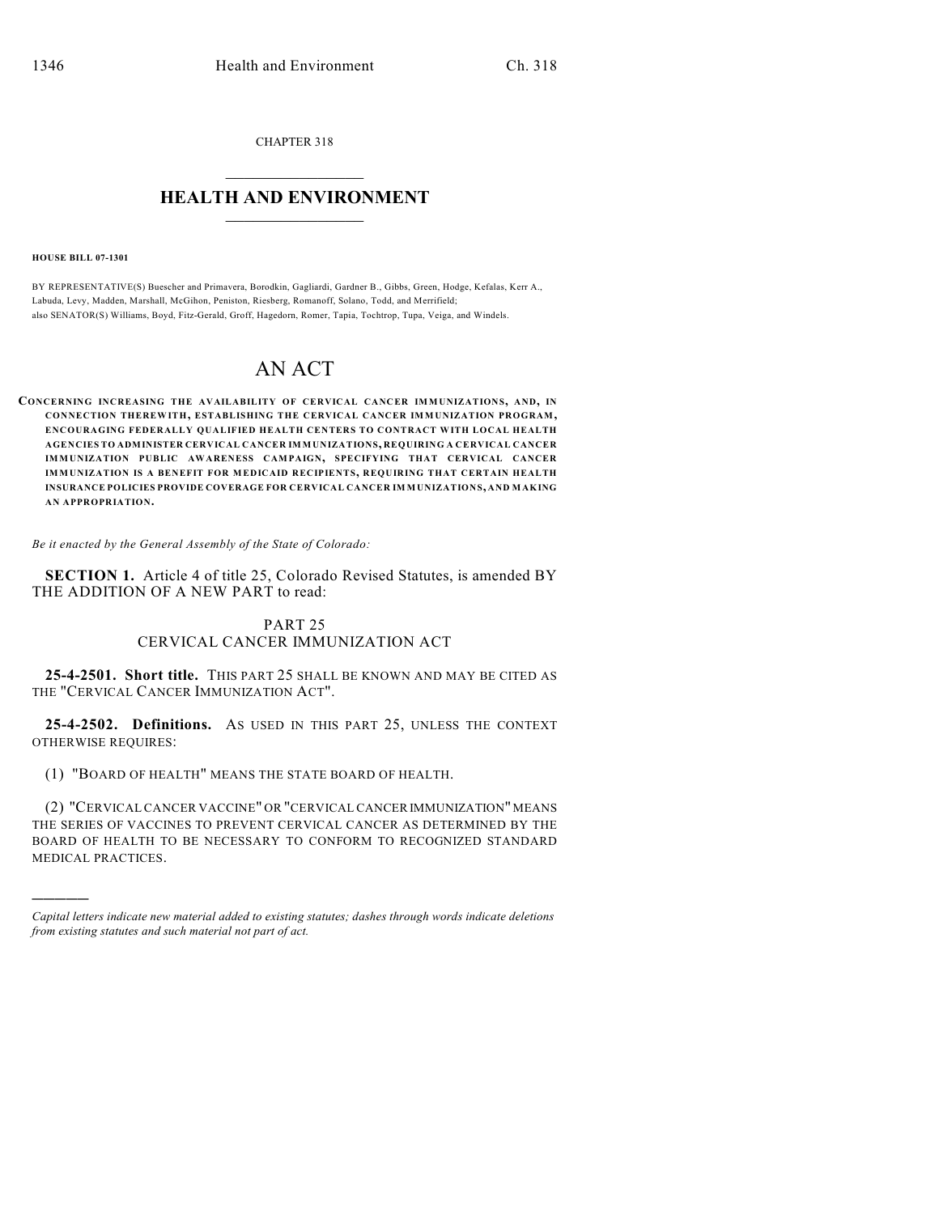CHAPTER 318

# HEALTH AND ENVIRONMENT

**HOUSE BILL 07-1301**

BY REPRESENTATIVE(S) Buescher and Primavera, Borodkin, Gagliardi, Gardner B., Gibbs, Green, Hodge, Kefalas, Kerr A., Labuda, Levy, Madden, Marshall, McGihon, Peniston, Riesberg, Romanoff, Solano, Todd, and Merrifield;
also SENATOR(S) Williams, Boyd, Fitz-Gerald, Groff, Hagedorn, Romer, Tapia, Tochtrop, Tupa, Veiga, and Windels.

# AN ACT

**CONCERNING INCREASING THE AVAILABILITY OF CERVICAL CANCER IMMUNIZATIONS, AND, IN CONNECTION THEREWITH, ESTABLISHING THE CERVICAL CANCER IMMUNIZATION PROGRAM, ENCOURAGING FEDERALLY QUALIFIED HEALTH CENTERS TO CONTRACT WITH LOCAL HEALTH AGENCIES TO ADMINISTER CERVICAL CANCER IMMUNIZATIONS, REQUIRING A CERVICAL CANCER IMMUNIZATION PUBLIC AWARENESS CAMPAIGN, SPECIFYING THAT CERVICAL CANCER IMMUNIZATION IS A BENEFIT FOR MEDICAID RECIPIENTS, REQUIRING THAT CERTAIN HEALTH INSURANCE POLICIES PROVIDE COVERAGE FOR CERVICAL CANCER IMMUNIZATIONS, AND MAKING AN APPROPRIATION.**

*Be it enacted by the General Assembly of the State of Colorado:*

**SECTION 1.** Article 4 of title 25, Colorado Revised Statutes, is amended BY THE ADDITION OF A NEW PART to read:

PART 25
CERVICAL CANCER IMMUNIZATION ACT

**25-4-2501. Short title.** THIS PART 25 SHALL BE KNOWN AND MAY BE CITED AS THE "CERVICAL CANCER IMMUNIZATION ACT".

**25-4-2502. Definitions.** AS USED IN THIS PART 25, UNLESS THE CONTEXT OTHERWISE REQUIRES:

(1) "BOARD OF HEALTH" MEANS THE STATE BOARD OF HEALTH.

(2) "CERVICAL CANCER VACCINE" OR "CERVICAL CANCER IMMUNIZATION" MEANS THE SERIES OF VACCINES TO PREVENT CERVICAL CANCER AS DETERMINED BY THE BOARD OF HEALTH TO BE NECESSARY TO CONFORM TO RECOGNIZED STANDARD MEDICAL PRACTICES.

---

*Capital letters indicate new material added to existing statutes; dashes through words indicate deletions from existing statutes and such material not part of act.*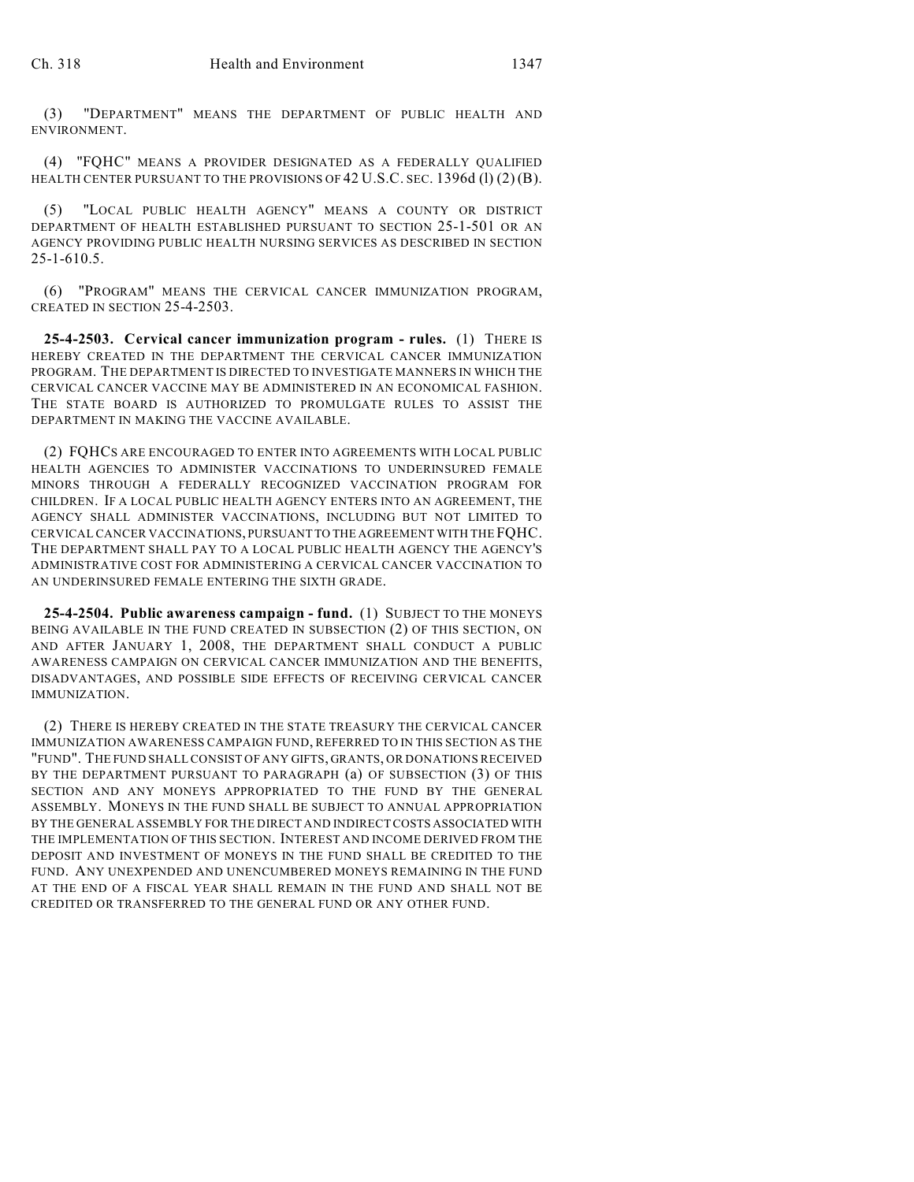(3) "DEPARTMENT" MEANS THE DEPARTMENT OF PUBLIC HEALTH AND ENVIRONMENT.

(4) "FQHC" MEANS A PROVIDER DESIGNATED AS A FEDERALLY QUALIFIED HEALTH CENTER PURSUANT TO THE PROVISIONS OF 42 U.S.C. SEC. 1396d (l) (2) (B).

(5) "LOCAL PUBLIC HEALTH AGENCY" MEANS A COUNTY OR DISTRICT DEPARTMENT OF HEALTH ESTABLISHED PURSUANT TO SECTION 25-1-501 OR AN AGENCY PROVIDING PUBLIC HEALTH NURSING SERVICES AS DESCRIBED IN SECTION 25-1-610.5.

(6) "PROGRAM" MEANS THE CERVICAL CANCER IMMUNIZATION PROGRAM, CREATED IN SECTION 25-4-2503.

**25-4-2503. Cervical cancer immunization program - rules.** (1) THERE IS HEREBY CREATED IN THE DEPARTMENT THE CERVICAL CANCER IMMUNIZATION PROGRAM. THE DEPARTMENT IS DIRECTED TO INVESTIGATE MANNERS IN WHICH THE CERVICAL CANCER VACCINE MAY BE ADMINISTERED IN AN ECONOMICAL FASHION. THE STATE BOARD IS AUTHORIZED TO PROMULGATE RULES TO ASSIST THE DEPARTMENT IN MAKING THE VACCINE AVAILABLE.

(2) FQHCS ARE ENCOURAGED TO ENTER INTO AGREEMENTS WITH LOCAL PUBLIC HEALTH AGENCIES TO ADMINISTER VACCINATIONS TO UNDERINSURED FEMALE MINORS THROUGH A FEDERALLY RECOGNIZED VACCINATION PROGRAM FOR CHILDREN. IF A LOCAL PUBLIC HEALTH AGENCY ENTERS INTO AN AGREEMENT, THE AGENCY SHALL ADMINISTER VACCINATIONS, INCLUDING BUT NOT LIMITED TO CERVICAL CANCER VACCINATIONS, PURSUANT TO THE AGREEMENT WITH THE FQHC. THE DEPARTMENT SHALL PAY TO A LOCAL PUBLIC HEALTH AGENCY THE AGENCY'S ADMINISTRATIVE COST FOR ADMINISTERING A CERVICAL CANCER VACCINATION TO AN UNDERINSURED FEMALE ENTERING THE SIXTH GRADE.

**25-4-2504. Public awareness campaign - fund.** (1) SUBJECT TO THE MONEYS BEING AVAILABLE IN THE FUND CREATED IN SUBSECTION (2) OF THIS SECTION, ON AND AFTER JANUARY 1, 2008, THE DEPARTMENT SHALL CONDUCT A PUBLIC AWARENESS CAMPAIGN ON CERVICAL CANCER IMMUNIZATION AND THE BENEFITS, DISADVANTAGES, AND POSSIBLE SIDE EFFECTS OF RECEIVING CERVICAL CANCER IMMUNIZATION.

(2) THERE IS HEREBY CREATED IN THE STATE TREASURY THE CERVICAL CANCER IMMUNIZATION AWARENESS CAMPAIGN FUND, REFERRED TO IN THIS SECTION AS THE "FUND". THE FUND SHALL CONSIST OF ANY GIFTS, GRANTS, OR DONATIONS RECEIVED BY THE DEPARTMENT PURSUANT TO PARAGRAPH (a) OF SUBSECTION (3) OF THIS SECTION AND ANY MONEYS APPROPRIATED TO THE FUND BY THE GENERAL ASSEMBLY. MONEYS IN THE FUND SHALL BE SUBJECT TO ANNUAL APPROPRIATION BY THE GENERAL ASSEMBLY FOR THE DIRECT AND INDIRECT COSTS ASSOCIATED WITH THE IMPLEMENTATION OF THIS SECTION. INTEREST AND INCOME DERIVED FROM THE DEPOSIT AND INVESTMENT OF MONEYS IN THE FUND SHALL BE CREDITED TO THE FUND. ANY UNEXPENDED AND UNENCUMBERED MONEYS REMAINING IN THE FUND AT THE END OF A FISCAL YEAR SHALL REMAIN IN THE FUND AND SHALL NOT BE CREDITED OR TRANSFERRED TO THE GENERAL FUND OR ANY OTHER FUND.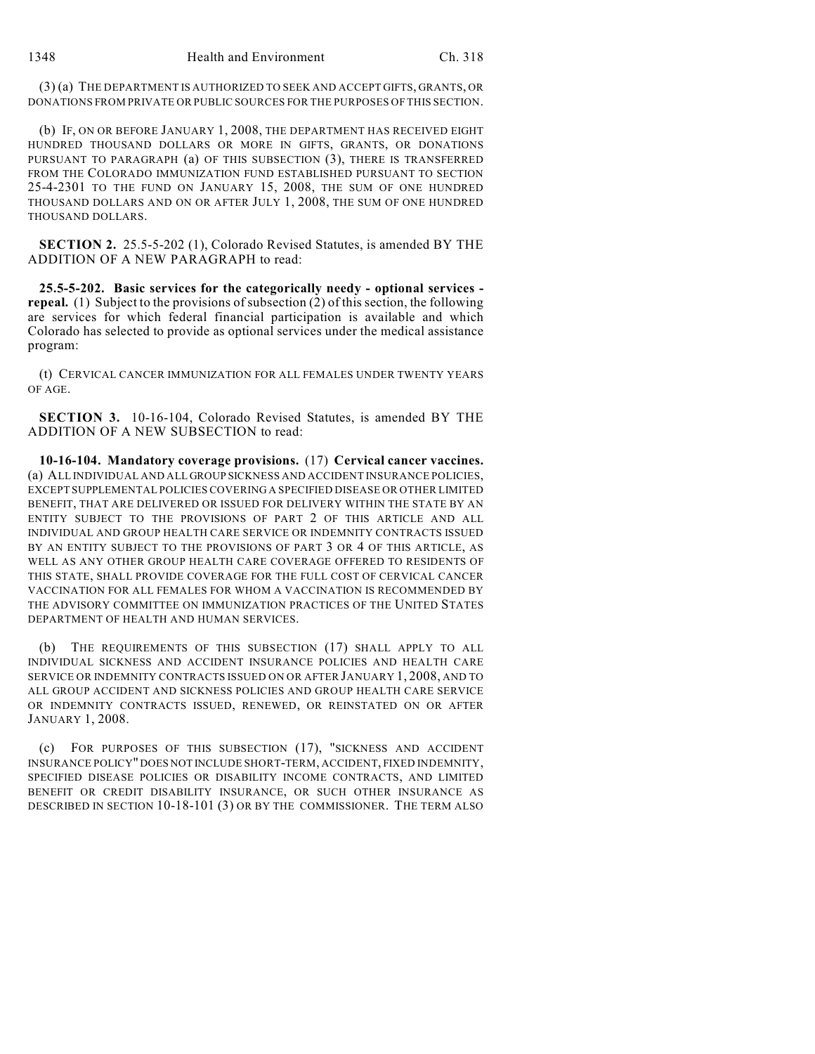(3) (a) THE DEPARTMENT IS AUTHORIZED TO SEEK AND ACCEPT GIFTS, GRANTS, OR DONATIONS FROM PRIVATE OR PUBLIC SOURCES FOR THE PURPOSES OF THIS SECTION.

(b) IF, ON OR BEFORE JANUARY 1, 2008, THE DEPARTMENT HAS RECEIVED EIGHT HUNDRED THOUSAND DOLLARS OR MORE IN GIFTS, GRANTS, OR DONATIONS PURSUANT TO PARAGRAPH (a) OF THIS SUBSECTION (3), THERE IS TRANSFERRED FROM THE COLORADO IMMUNIZATION FUND ESTABLISHED PURSUANT TO SECTION 25-4-2301 TO THE FUND ON JANUARY 15, 2008, THE SUM OF ONE HUNDRED THOUSAND DOLLARS AND ON OR AFTER JULY 1, 2008, THE SUM OF ONE HUNDRED THOUSAND DOLLARS.

**SECTION 2.** 25.5-5-202 (1), Colorado Revised Statutes, is amended BY THE ADDITION OF A NEW PARAGRAPH to read:

**25.5-5-202. Basic services for the categorically needy - optional services - repeal.** (1) Subject to the provisions of subsection (2) of this section, the following are services for which federal financial participation is available and which Colorado has selected to provide as optional services under the medical assistance program:

(t) CERVICAL CANCER IMMUNIZATION FOR ALL FEMALES UNDER TWENTY YEARS OF AGE.

**SECTION 3.** 10-16-104, Colorado Revised Statutes, is amended BY THE ADDITION OF A NEW SUBSECTION to read:

**10-16-104. Mandatory coverage provisions.** (17) **Cervical cancer vaccines.** (a) ALL INDIVIDUAL AND ALL GROUP SICKNESS AND ACCIDENT INSURANCE POLICIES, EXCEPT SUPPLEMENTAL POLICIES COVERING A SPECIFIED DISEASE OR OTHER LIMITED BENEFIT, THAT ARE DELIVERED OR ISSUED FOR DELIVERY WITHIN THE STATE BY AN ENTITY SUBJECT TO THE PROVISIONS OF PART 2 OF THIS ARTICLE AND ALL INDIVIDUAL AND GROUP HEALTH CARE SERVICE OR INDEMNITY CONTRACTS ISSUED BY AN ENTITY SUBJECT TO THE PROVISIONS OF PART 3 OR 4 OF THIS ARTICLE, AS WELL AS ANY OTHER GROUP HEALTH CARE COVERAGE OFFERED TO RESIDENTS OF THIS STATE, SHALL PROVIDE COVERAGE FOR THE FULL COST OF CERVICAL CANCER VACCINATION FOR ALL FEMALES FOR WHOM A VACCINATION IS RECOMMENDED BY THE ADVISORY COMMITTEE ON IMMUNIZATION PRACTICES OF THE UNITED STATES DEPARTMENT OF HEALTH AND HUMAN SERVICES.

(b) THE REQUIREMENTS OF THIS SUBSECTION (17) SHALL APPLY TO ALL INDIVIDUAL SICKNESS AND ACCIDENT INSURANCE POLICIES AND HEALTH CARE SERVICE OR INDEMNITY CONTRACTS ISSUED ON OR AFTER JANUARY 1, 2008, AND TO ALL GROUP ACCIDENT AND SICKNESS POLICIES AND GROUP HEALTH CARE SERVICE OR INDEMNITY CONTRACTS ISSUED, RENEWED, OR REINSTATED ON OR AFTER JANUARY 1, 2008.

(c) FOR PURPOSES OF THIS SUBSECTION (17), "SICKNESS AND ACCIDENT INSURANCE POLICY" DOES NOT INCLUDE SHORT-TERM, ACCIDENT, FIXED INDEMNITY, SPECIFIED DISEASE POLICIES OR DISABILITY INCOME CONTRACTS, AND LIMITED BENEFIT OR CREDIT DISABILITY INSURANCE, OR SUCH OTHER INSURANCE AS DESCRIBED IN SECTION 10-18-101 (3) OR BY THE COMMISSIONER. THE TERM ALSO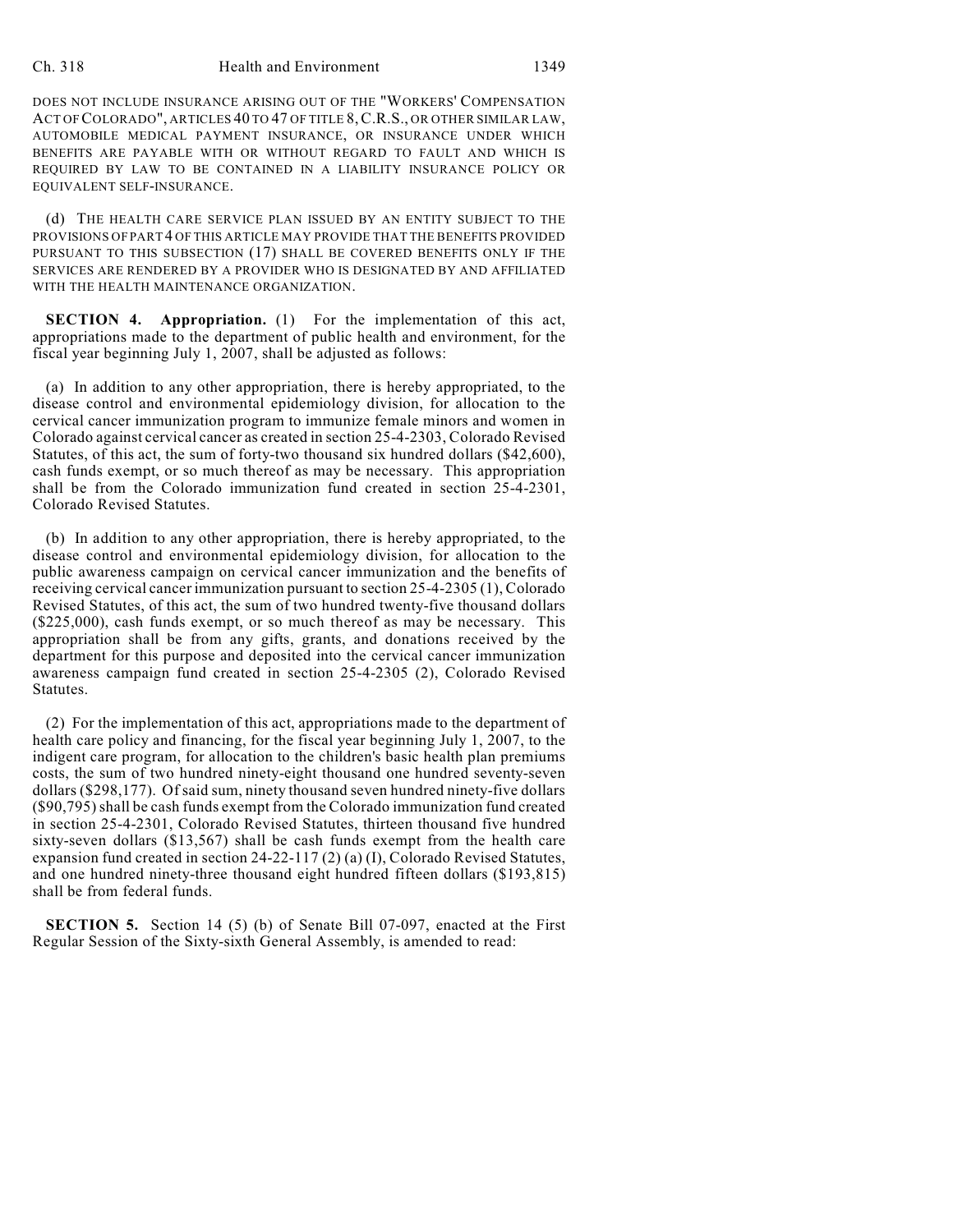DOES NOT INCLUDE INSURANCE ARISING OUT OF THE "WORKERS' COMPENSATION ACT OF COLORADO", ARTICLES 40 TO 47 OF TITLE 8, C.R.S., OR OTHER SIMILAR LAW, AUTOMOBILE MEDICAL PAYMENT INSURANCE, OR INSURANCE UNDER WHICH BENEFITS ARE PAYABLE WITH OR WITHOUT REGARD TO FAULT AND WHICH IS REQUIRED BY LAW TO BE CONTAINED IN A LIABILITY INSURANCE POLICY OR EQUIVALENT SELF-INSURANCE.

(d) THE HEALTH CARE SERVICE PLAN ISSUED BY AN ENTITY SUBJECT TO THE PROVISIONS OF PART 4 OF THIS ARTICLE MAY PROVIDE THAT THE BENEFITS PROVIDED PURSUANT TO THIS SUBSECTION (17) SHALL BE COVERED BENEFITS ONLY IF THE SERVICES ARE RENDERED BY A PROVIDER WHO IS DESIGNATED BY AND AFFILIATED WITH THE HEALTH MAINTENANCE ORGANIZATION.

**SECTION 4. Appropriation.** (1) For the implementation of this act, appropriations made to the department of public health and environment, for the fiscal year beginning July 1, 2007, shall be adjusted as follows:

(a) In addition to any other appropriation, there is hereby appropriated, to the disease control and environmental epidemiology division, for allocation to the cervical cancer immunization program to immunize female minors and women in Colorado against cervical cancer as created in section 25-4-2303, Colorado Revised Statutes, of this act, the sum of forty-two thousand six hundred dollars ($42,600), cash funds exempt, or so much thereof as may be necessary. This appropriation shall be from the Colorado immunization fund created in section 25-4-2301, Colorado Revised Statutes.

(b) In addition to any other appropriation, there is hereby appropriated, to the disease control and environmental epidemiology division, for allocation to the public awareness campaign on cervical cancer immunization and the benefits of receiving cervical cancer immunization pursuant to section 25-4-2305 (1), Colorado Revised Statutes, of this act, the sum of two hundred twenty-five thousand dollars ($225,000), cash funds exempt, or so much thereof as may be necessary. This appropriation shall be from any gifts, grants, and donations received by the department for this purpose and deposited into the cervical cancer immunization awareness campaign fund created in section 25-4-2305 (2), Colorado Revised Statutes.

(2) For the implementation of this act, appropriations made to the department of health care policy and financing, for the fiscal year beginning July 1, 2007, to the indigent care program, for allocation to the children's basic health plan premiums costs, the sum of two hundred ninety-eight thousand one hundred seventy-seven dollars ($298,177). Of said sum, ninety thousand seven hundred ninety-five dollars ($90,795) shall be cash funds exempt from the Colorado immunization fund created in section 25-4-2301, Colorado Revised Statutes, thirteen thousand five hundred sixty-seven dollars ($13,567) shall be cash funds exempt from the health care expansion fund created in section 24-22-117 (2) (a) (I), Colorado Revised Statutes, and one hundred ninety-three thousand eight hundred fifteen dollars ($193,815) shall be from federal funds.

**SECTION 5.** Section 14 (5) (b) of Senate Bill 07-097, enacted at the First Regular Session of the Sixty-sixth General Assembly, is amended to read: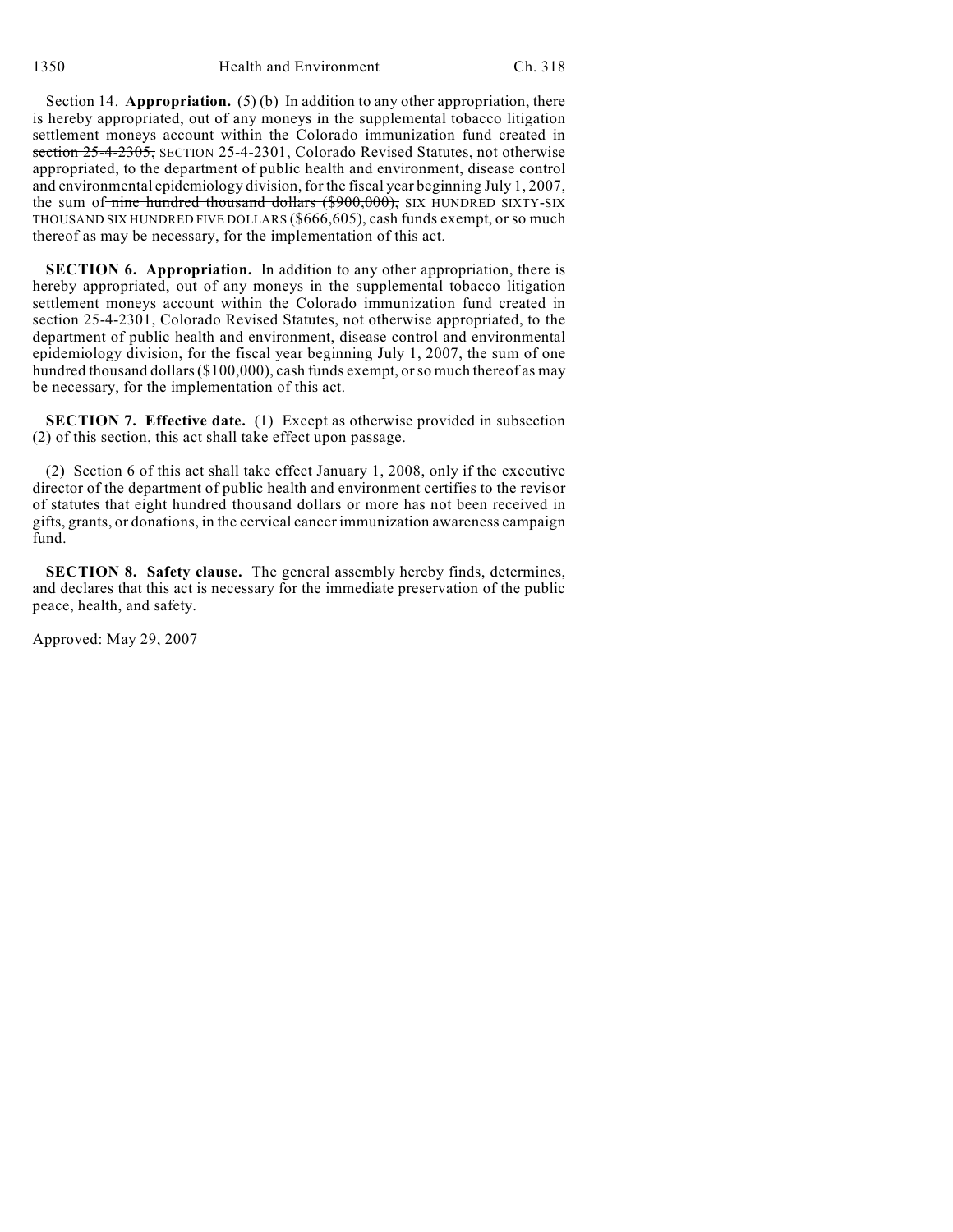Section 14. **Appropriation.** (5) (b) In addition to any other appropriation, there is hereby appropriated, out of any moneys in the supplemental tobacco litigation settlement moneys account within the Colorado immunization fund created in ~~section 25-4-2305,~~ SECTION 25-4-2301, Colorado Revised Statutes, not otherwise appropriated, to the department of public health and environment, disease control and environmental epidemiology division, for the fiscal year beginning July 1, 2007, the sum of ~~nine hundred thousand dollars ($900,000),~~ SIX HUNDRED SIXTY-SIX THOUSAND SIX HUNDRED FIVE DOLLARS ($666,605), cash funds exempt, or so much thereof as may be necessary, for the implementation of this act.

**SECTION 6. Appropriation.** In addition to any other appropriation, there is hereby appropriated, out of any moneys in the supplemental tobacco litigation settlement moneys account within the Colorado immunization fund created in section 25-4-2301, Colorado Revised Statutes, not otherwise appropriated, to the department of public health and environment, disease control and environmental epidemiology division, for the fiscal year beginning July 1, 2007, the sum of one hundred thousand dollars ($100,000), cash funds exempt, or so much thereof as may be necessary, for the implementation of this act.

**SECTION 7. Effective date.** (1) Except as otherwise provided in subsection (2) of this section, this act shall take effect upon passage.

(2) Section 6 of this act shall take effect January 1, 2008, only if the executive director of the department of public health and environment certifies to the revisor of statutes that eight hundred thousand dollars or more has not been received in gifts, grants, or donations, in the cervical cancer immunization awareness campaign fund.

**SECTION 8. Safety clause.** The general assembly hereby finds, determines, and declares that this act is necessary for the immediate preservation of the public peace, health, and safety.

Approved: May 29, 2007